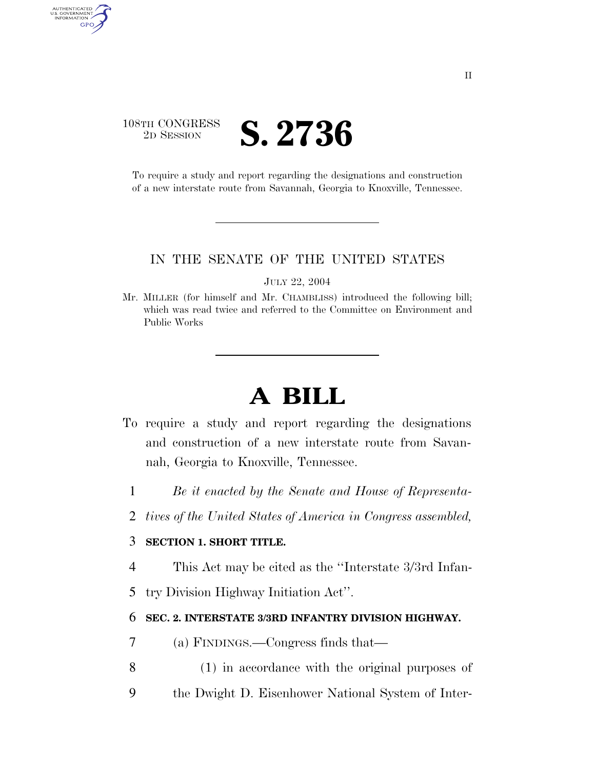108TH CONGRESS
2D SESSION

# S. 2736

To require a study and report regarding the designations and construction of a new interstate route from Savannah, Georgia to Knoxville, Tennessee.

IN THE SENATE OF THE UNITED STATES

JULY 22, 2004

Mr. MILLER (for himself and Mr. CHAMBLISS) introduced the following bill; which was read twice and referred to the Committee on Environment and Public Works

# A BILL

To require a study and report regarding the designations and construction of a new interstate route from Savannah, Georgia to Knoxville, Tennessee.

1 *Be it enacted by the Senate and House of Representa-*
2 *tives of the United States of America in Congress assembled,*

3 **SECTION 1. SHORT TITLE.**

4 This Act may be cited as the ''Interstate 3/3rd Infan-
5 try Division Highway Initiation Act''.

6 **SEC. 2. INTERSTATE 3/3RD INFANTRY DIVISION HIGHWAY.**

7 (a) FINDINGS.—Congress finds that—

8 (1) in accordance with the original purposes of
9 the Dwight D. Eisenhower National System of Inter-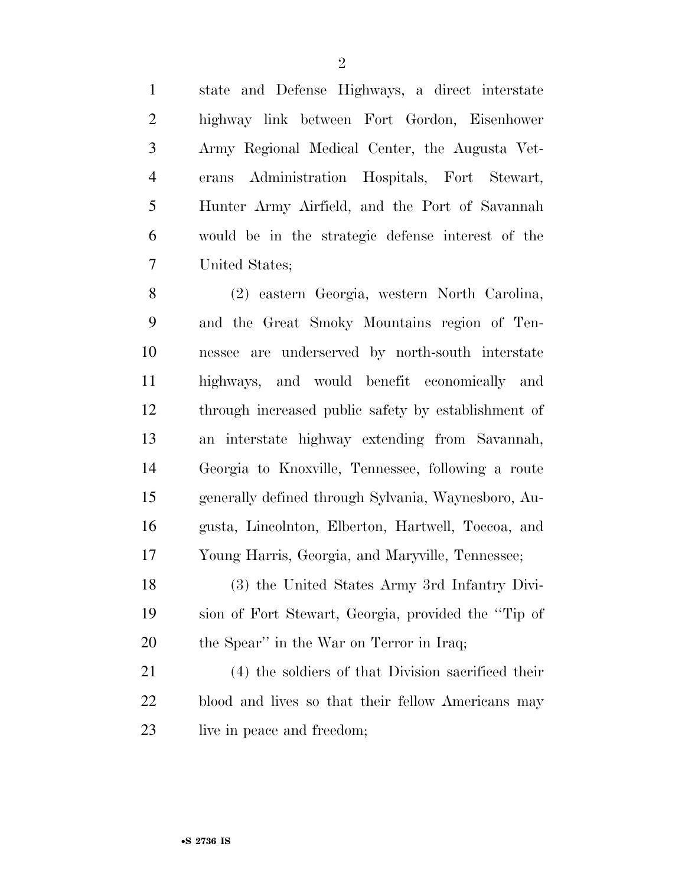state and Defense Highways, a direct interstate highway link between Fort Gordon, Eisenhower Army Regional Medical Center, the Augusta Veterans Administration Hospitals, Fort Stewart, Hunter Army Airfield, and the Port of Savannah would be in the strategic defense interest of the United States;

(2) eastern Georgia, western North Carolina, and the Great Smoky Mountains region of Tennessee are underserved by north-south interstate highways, and would benefit economically and through increased public safety by establishment of an interstate highway extending from Savannah, Georgia to Knoxville, Tennessee, following a route generally defined through Sylvania, Waynesboro, Augusta, Lincolnton, Elberton, Hartwell, Toccoa, and Young Harris, Georgia, and Maryville, Tennessee;

(3) the United States Army 3rd Infantry Division of Fort Stewart, Georgia, provided the ''Tip of the Spear'' in the War on Terror in Iraq;

(4) the soldiers of that Division sacrificed their blood and lives so that their fellow Americans may live in peace and freedom;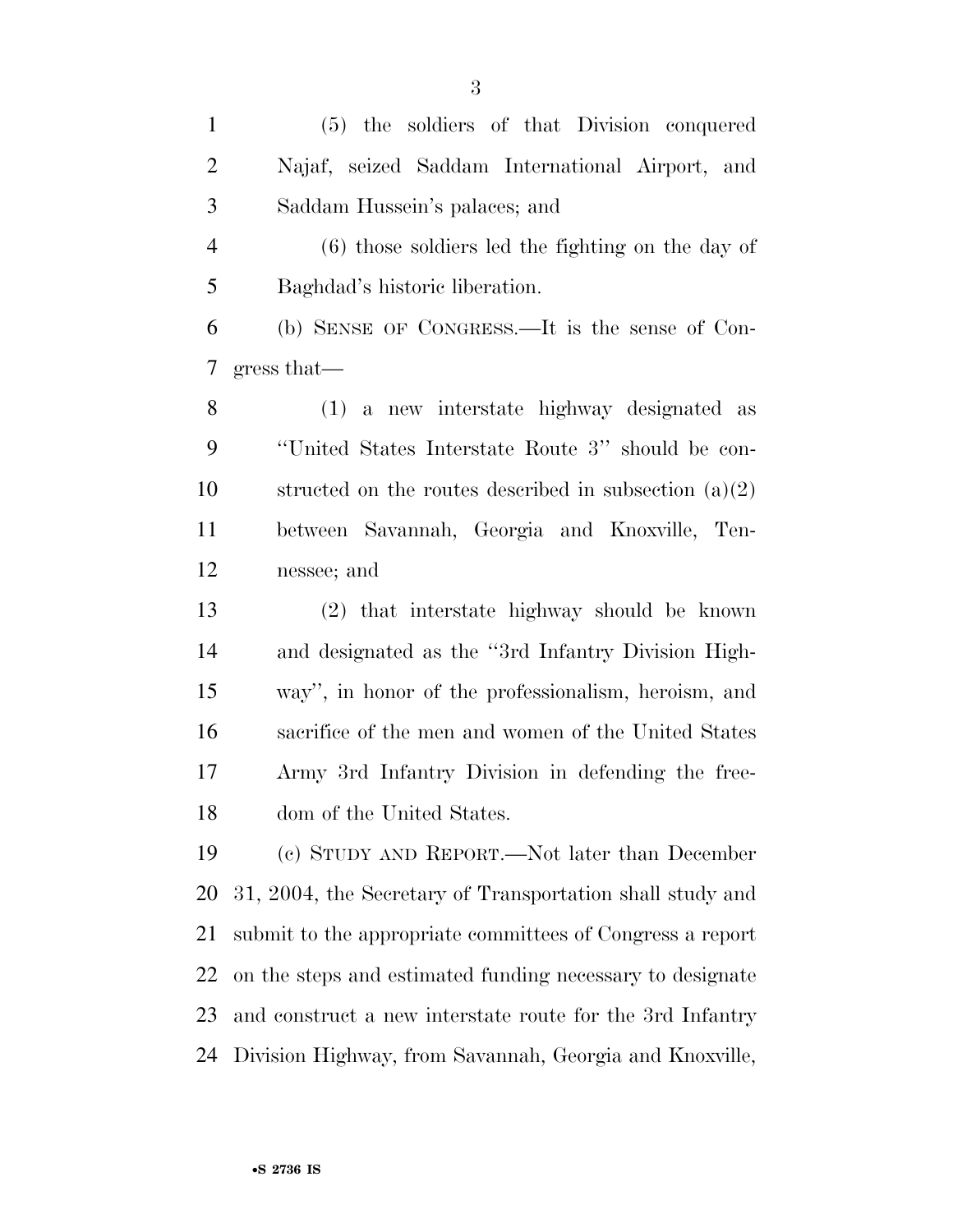(5) the soldiers of that Division conquered Najaf, seized Saddam International Airport, and Saddam Hussein's palaces; and

(6) those soldiers led the fighting on the day of Baghdad's historic liberation.

(b) SENSE OF CONGRESS.—It is the sense of Congress that—

(1) a new interstate highway designated as "United States Interstate Route 3" should be constructed on the routes described in subsection (a)(2) between Savannah, Georgia and Knoxville, Tennessee; and

(2) that interstate highway should be known and designated as the "3rd Infantry Division Highway", in honor of the professionalism, heroism, and sacrifice of the men and women of the United States Army 3rd Infantry Division in defending the freedom of the United States.

(c) STUDY AND REPORT.—Not later than December 31, 2004, the Secretary of Transportation shall study and submit to the appropriate committees of Congress a report on the steps and estimated funding necessary to designate and construct a new interstate route for the 3rd Infantry Division Highway, from Savannah, Georgia and Knoxville,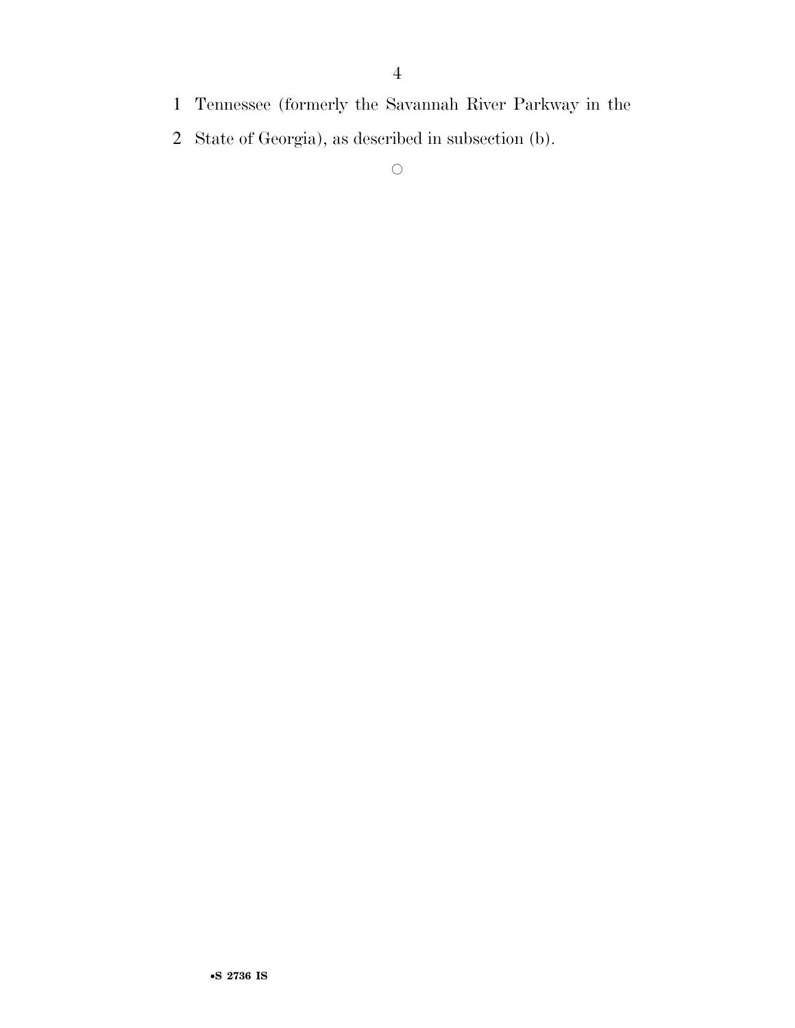Tennessee (formerly the Savannah River Parkway in the State of Georgia), as described in subsection (b).

○